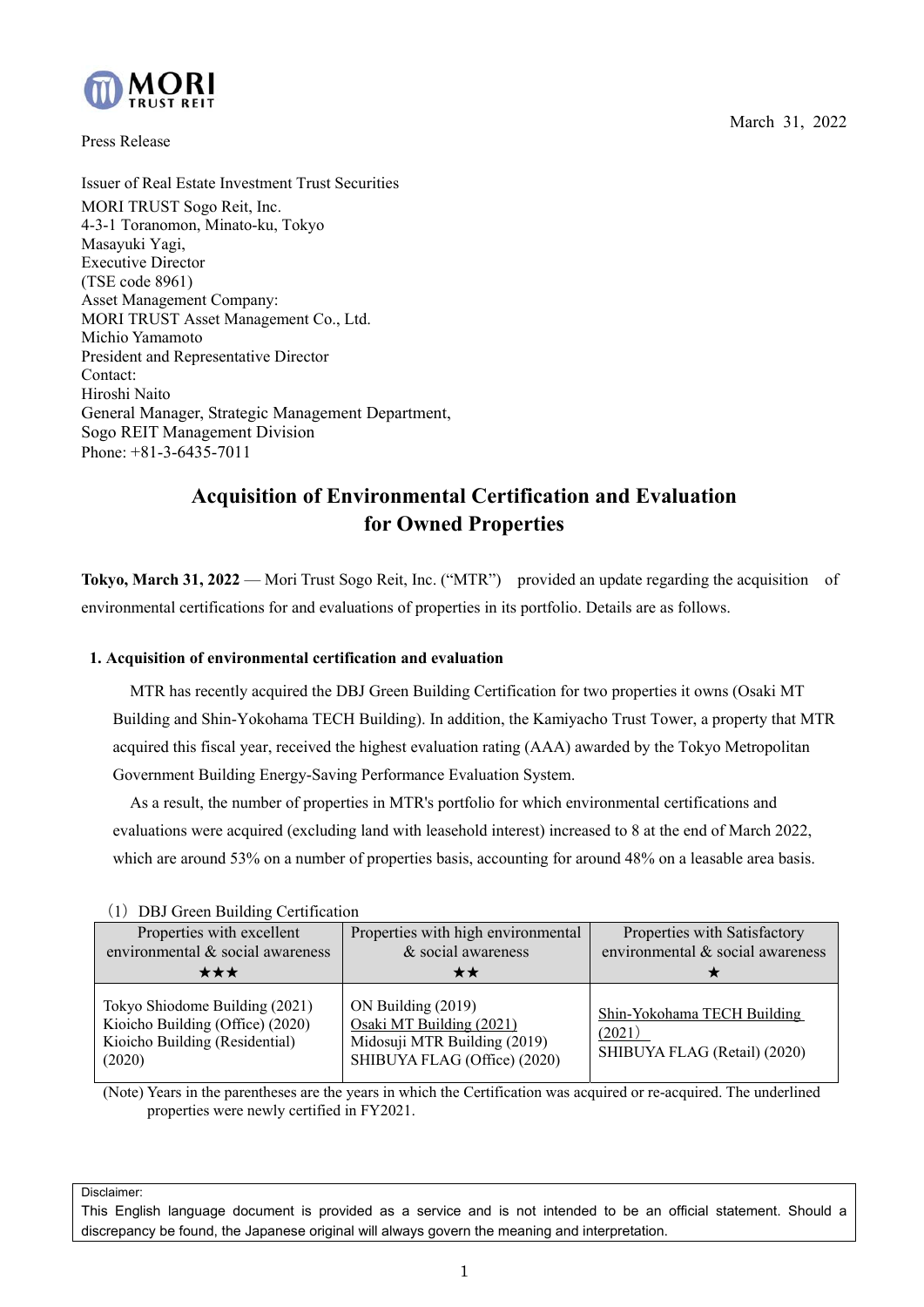MORI TRUST REIT

March 31, 2022

Press Release

Issuer of Real Estate Investment Trust Securities
MORI TRUST Sogo Reit, Inc.
4-3-1 Toranomon, Minato-ku, Tokyo
Masayuki Yagi,
Executive Director
(TSE code 8961)
Asset Management Company:
MORI TRUST Asset Management Co., Ltd.
Michio Yamamoto
President and Representative Director
Contact:
Hiroshi Naito
General Manager, Strategic Management Department,
Sogo REIT Management Division
Phone: +81-3-6435-7011

# Acquisition of Environmental Certification and Evaluation for Owned Properties

**Tokyo, March 31, 2022** — Mori Trust Sogo Reit, Inc. ("MTR") provided an update regarding the acquisition of environmental certifications for and evaluations of properties in its portfolio. Details are as follows.

## 1. Acquisition of environmental certification and evaluation

MTR has recently acquired the DBJ Green Building Certification for two properties it owns (Osaki MT Building and Shin-Yokohama TECH Building). In addition, the Kamiyacho Trust Tower, a property that MTR acquired this fiscal year, received the highest evaluation rating (AAA) awarded by the Tokyo Metropolitan Government Building Energy-Saving Performance Evaluation System.

As a result, the number of properties in MTR's portfolio for which environmental certifications and evaluations were acquired (excluding land with leasehold interest) increased to 8 at the end of March 2022, which are around 53% on a number of properties basis, accounting for around 48% on a leasable area basis.

（1）DBJ Green Building Certification

| Properties with excellent environmental & social awareness ★★★ | Properties with high environmental & social awareness ★★ | Properties with Satisfactory environmental & social awareness ★ |
|---|---|---|
| Tokyo Shiodome Building (2021)<br>Kioicho Building (Office) (2020)<br>Kioicho Building (Residential) (2020) | ON Building (2019)<br><u>Osaki MT Building (2021)</u><br>Midosuji MTR Building (2019)<br>SHIBUYA FLAG (Office) (2020) | <u>Shin-Yokohama TECH Building (2021)</u><br>SHIBUYA FLAG (Retail) (2020) |

(Note) Years in the parentheses are the years in which the Certification was acquired or re-acquired. The underlined properties were newly certified in FY2021.

Disclaimer:
This English language document is provided as a service and is not intended to be an official statement. Should a discrepancy be found, the Japanese original will always govern the meaning and interpretation.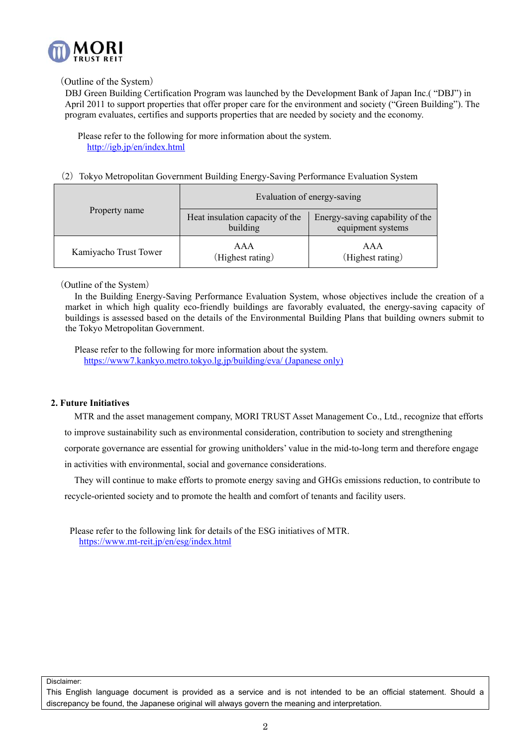(Outline of the System)

DBJ Green Building Certification Program was launched by the Development Bank of Japan Inc.( "DBJ") in April 2011 to support properties that offer proper care for the environment and society ("Green Building"). The program evaluates, certifies and supports properties that are needed by society and the economy.

Please refer to the following for more information about the system.
http://igb.jp/en/index.html

(2) Tokyo Metropolitan Government Building Energy-Saving Performance Evaluation System

| Property name | Evaluation of energy-saving | |
|---|---|---|
| | Heat insulation capacity of the building | Energy-saving capability of the equipment systems |
| Kamiyacho Trust Tower | AAA (Highest rating) | AAA (Highest rating) |

(Outline of the System)

In the Building Energy-Saving Performance Evaluation System, whose objectives include the creation of a market in which high quality eco-friendly buildings are favorably evaluated, the energy-saving capacity of buildings is assessed based on the details of the Environmental Building Plans that building owners submit to the Tokyo Metropolitan Government.

Please refer to the following for more information about the system.
https://www7.kankyo.metro.tokyo.lg.jp/building/eva/ (Japanese only)

**2. Future Initiatives**

MTR and the asset management company, MORI TRUST Asset Management Co., Ltd., recognize that efforts to improve sustainability such as environmental consideration, contribution to society and strengthening corporate governance are essential for growing unitholders' value in the mid-to-long term and therefore engage in activities with environmental, social and governance considerations.

They will continue to make efforts to promote energy saving and GHGs emissions reduction, to contribute to recycle-oriented society and to promote the health and comfort of tenants and facility users.

Please refer to the following link for details of the ESG initiatives of MTR.
https://www.mt-reit.jp/en/esg/index.html

Disclaimer:
This English language document is provided as a service and is not intended to be an official statement. Should a discrepancy be found, the Japanese original will always govern the meaning and interpretation.